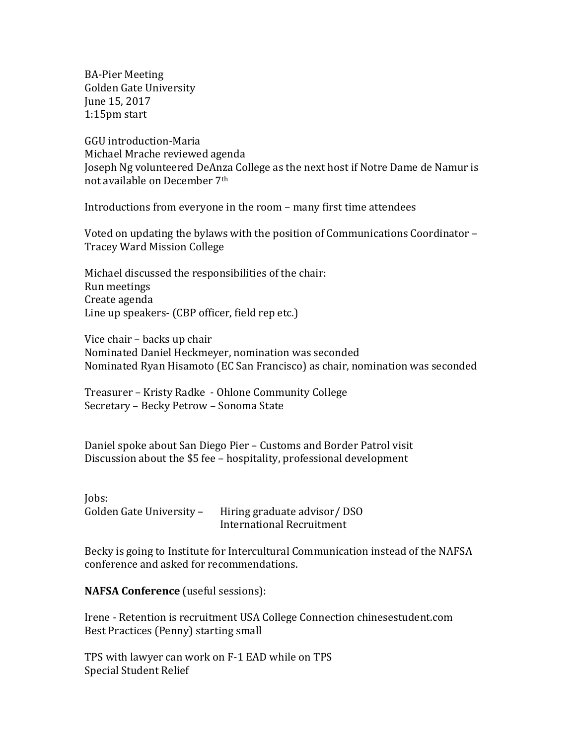BA-Pier Meeting
Golden Gate University
June 15, 2017
1:15pm start

GGU introduction-Maria
Michael Mrache reviewed agenda
Joseph Ng volunteered DeAnza College as the next host if Notre Dame de Namur is not available on December 7th

Introductions from everyone in the room – many first time attendees

Voted on updating the bylaws with the position of Communications Coordinator – Tracey Ward Mission College

Michael discussed the responsibilities of the chair:
Run meetings
Create agenda
Line up speakers- (CBP officer, field rep etc.)

Vice chair – backs up chair
Nominated Daniel Heckmeyer, nomination was seconded
Nominated Ryan Hisamoto (EC San Francisco) as chair, nomination was seconded

Treasurer – Kristy Radke - Ohlone Community College
Secretary – Becky Petrow – Sonoma State

Daniel spoke about San Diego Pier – Customs and Border Patrol visit
Discussion about the $5 fee – hospitality, professional development

Jobs:
Golden Gate University – Hiring graduate advisor/ DSO
International Recruitment

Becky is going to Institute for Intercultural Communication instead of the NAFSA conference and asked for recommendations.

**NAFSA Conference** (useful sessions):

Irene - Retention is recruitment USA College Connection chinesestudent.com
Best Practices (Penny) starting small

TPS with lawyer can work on F-1 EAD while on TPS
Special Student Relief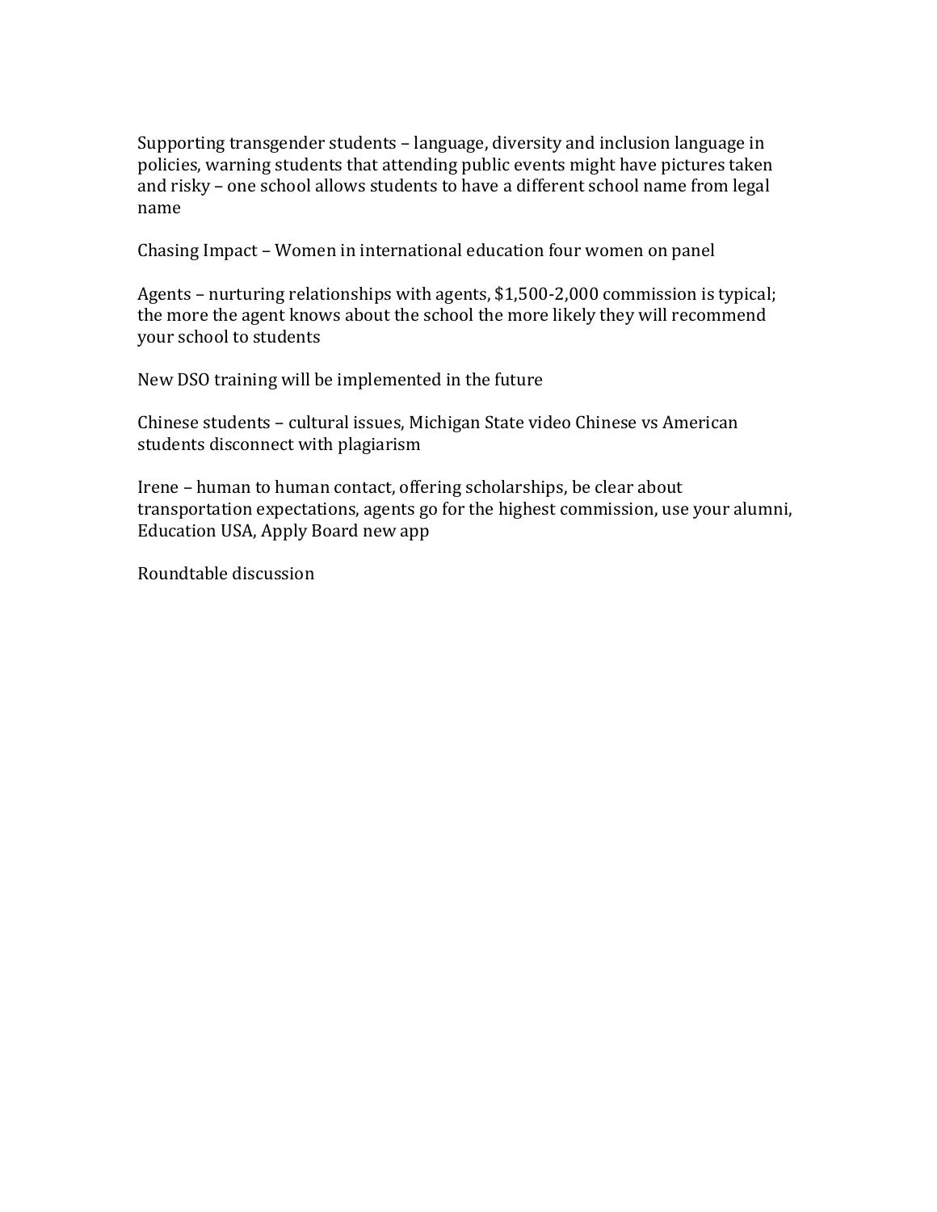Supporting transgender students – language, diversity and inclusion language in policies, warning students that attending public events might have pictures taken and risky – one school allows students to have a different school name from legal name

Chasing Impact – Women in international education four women on panel

Agents – nurturing relationships with agents, $1,500-2,000 commission is typical; the more the agent knows about the school the more likely they will recommend your school to students

New DSO training will be implemented in the future

Chinese students – cultural issues, Michigan State video Chinese vs American students disconnect with plagiarism

Irene – human to human contact, offering scholarships, be clear about transportation expectations, agents go for the highest commission, use your alumni, Education USA, Apply Board new app

Roundtable discussion